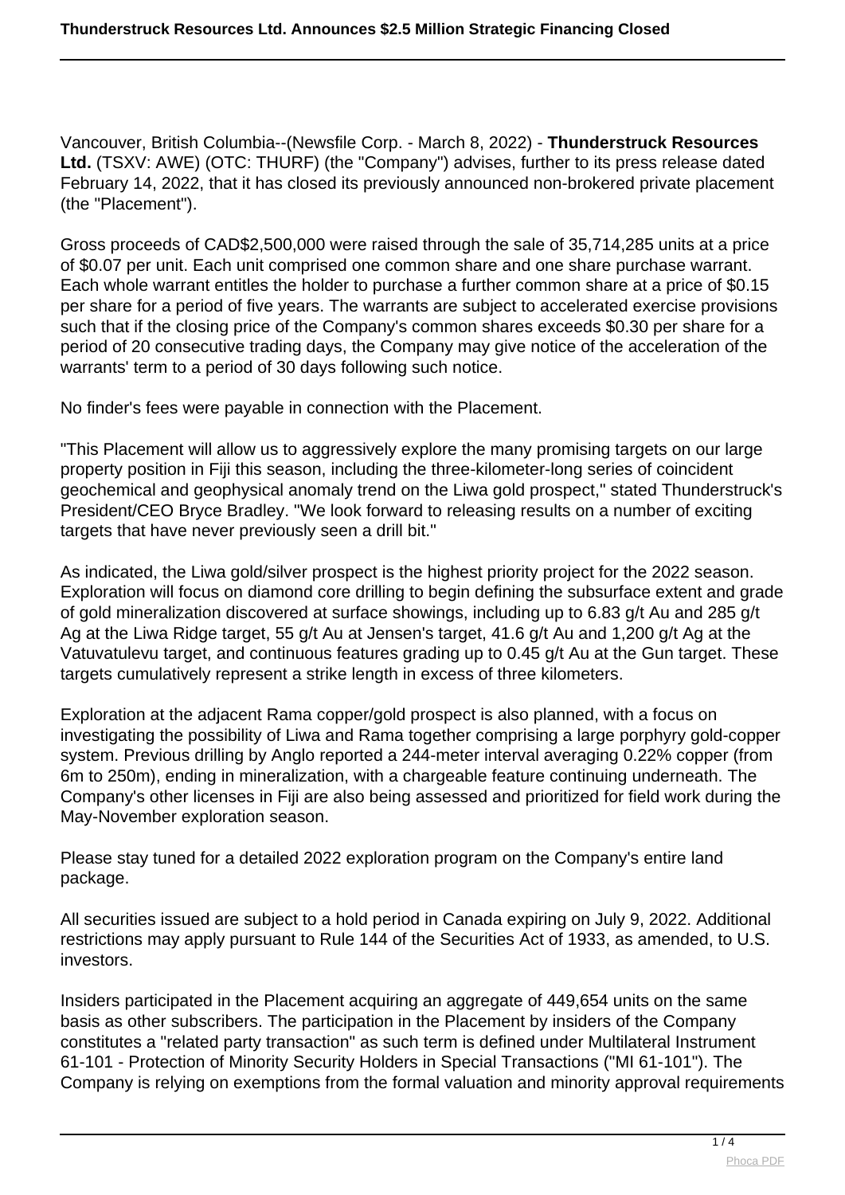# Thunderstruck Resources Ltd. Announces $2.5 Million Strategic Financing Closed

Vancouver, British Columbia--(Newsfile Corp. - March 8, 2022) - **Thunderstruck Resources Ltd.** (TSXV: AWE) (OTC: THURF) (the "Company") advises, further to its press release dated February 14, 2022, that it has closed its previously announced non-brokered private placement (the "Placement").

Gross proceeds of CAD$2,500,000 were raised through the sale of 35,714,285 units at a price of $0.07 per unit. Each unit comprised one common share and one share purchase warrant. Each whole warrant entitles the holder to purchase a further common share at a price of $0.15 per share for a period of five years. The warrants are subject to accelerated exercise provisions such that if the closing price of the Company's common shares exceeds $0.30 per share for a period of 20 consecutive trading days, the Company may give notice of the acceleration of the warrants' term to a period of 30 days following such notice.

No finder's fees were payable in connection with the Placement.

"This Placement will allow us to aggressively explore the many promising targets on our large property position in Fiji this season, including the three-kilometer-long series of coincident geochemical and geophysical anomaly trend on the Liwa gold prospect," stated Thunderstruck's President/CEO Bryce Bradley. "We look forward to releasing results on a number of exciting targets that have never previously seen a drill bit."

As indicated, the Liwa gold/silver prospect is the highest priority project for the 2022 season. Exploration will focus on diamond core drilling to begin defining the subsurface extent and grade of gold mineralization discovered at surface showings, including up to 6.83 g/t Au and 285 g/t Ag at the Liwa Ridge target, 55 g/t Au at Jensen's target, 41.6 g/t Au and 1,200 g/t Ag at the Vatuvatulevu target, and continuous features grading up to 0.45 g/t Au at the Gun target. These targets cumulatively represent a strike length in excess of three kilometers.

Exploration at the adjacent Rama copper/gold prospect is also planned, with a focus on investigating the possibility of Liwa and Rama together comprising a large porphyry gold-copper system. Previous drilling by Anglo reported a 244-meter interval averaging 0.22% copper (from 6m to 250m), ending in mineralization, with a chargeable feature continuing underneath. The Company's other licenses in Fiji are also being assessed and prioritized for field work during the May-November exploration season.

Please stay tuned for a detailed 2022 exploration program on the Company's entire land package.

All securities issued are subject to a hold period in Canada expiring on July 9, 2022. Additional restrictions may apply pursuant to Rule 144 of the Securities Act of 1933, as amended, to U.S. investors.

Insiders participated in the Placement acquiring an aggregate of 449,654 units on the same basis as other subscribers. The participation in the Placement by insiders of the Company constitutes a "related party transaction" as such term is defined under Multilateral Instrument 61-101 - Protection of Minority Security Holders in Special Transactions ("MI 61-101"). The Company is relying on exemptions from the formal valuation and minority approval requirements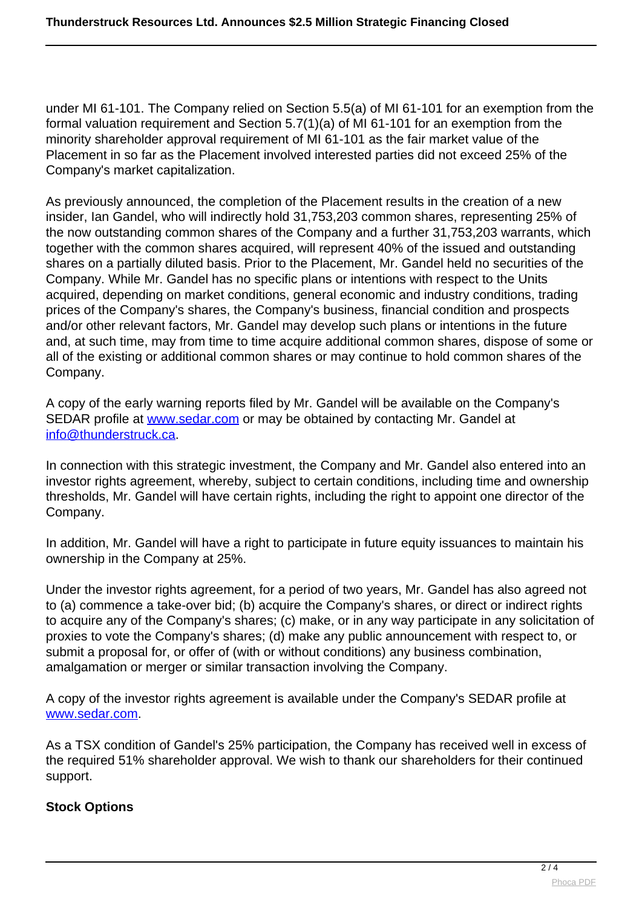under MI 61-101. The Company relied on Section 5.5(a) of MI 61-101 for an exemption from the formal valuation requirement and Section 5.7(1)(a) of MI 61-101 for an exemption from the minority shareholder approval requirement of MI 61-101 as the fair market value of the Placement in so far as the Placement involved interested parties did not exceed 25% of the Company's market capitalization.

As previously announced, the completion of the Placement results in the creation of a new insider, Ian Gandel, who will indirectly hold 31,753,203 common shares, representing 25% of the now outstanding common shares of the Company and a further 31,753,203 warrants, which together with the common shares acquired, will represent 40% of the issued and outstanding shares on a partially diluted basis. Prior to the Placement, Mr. Gandel held no securities of the Company. While Mr. Gandel has no specific plans or intentions with respect to the Units acquired, depending on market conditions, general economic and industry conditions, trading prices of the Company's shares, the Company's business, financial condition and prospects and/or other relevant factors, Mr. Gandel may develop such plans or intentions in the future and, at such time, may from time to time acquire additional common shares, dispose of some or all of the existing or additional common shares or may continue to hold common shares of the Company.

A copy of the early warning reports filed by Mr. Gandel will be available on the Company's SEDAR profile at [www.sedar.com](http://www.sedar.com) or may be obtained by contacting Mr. Gandel at [info@thunderstruck.ca](mailto:info@thunderstruck.ca).

In connection with this strategic investment, the Company and Mr. Gandel also entered into an investor rights agreement, whereby, subject to certain conditions, including time and ownership thresholds, Mr. Gandel will have certain rights, including the right to appoint one director of the Company.

In addition, Mr. Gandel will have a right to participate in future equity issuances to maintain his ownership in the Company at 25%.

Under the investor rights agreement, for a period of two years, Mr. Gandel has also agreed not to (a) commence a take-over bid; (b) acquire the Company's shares, or direct or indirect rights to acquire any of the Company's shares; (c) make, or in any way participate in any solicitation of proxies to vote the Company's shares; (d) make any public announcement with respect to, or submit a proposal for, or offer of (with or without conditions) any business combination, amalgamation or merger or similar transaction involving the Company.

A copy of the investor rights agreement is available under the Company's SEDAR profile at [www.sedar.com](http://www.sedar.com).

As a TSX condition of Gandel's 25% participation, the Company has received well in excess of the required 51% shareholder approval. We wish to thank our shareholders for their continued support.

**Stock Options**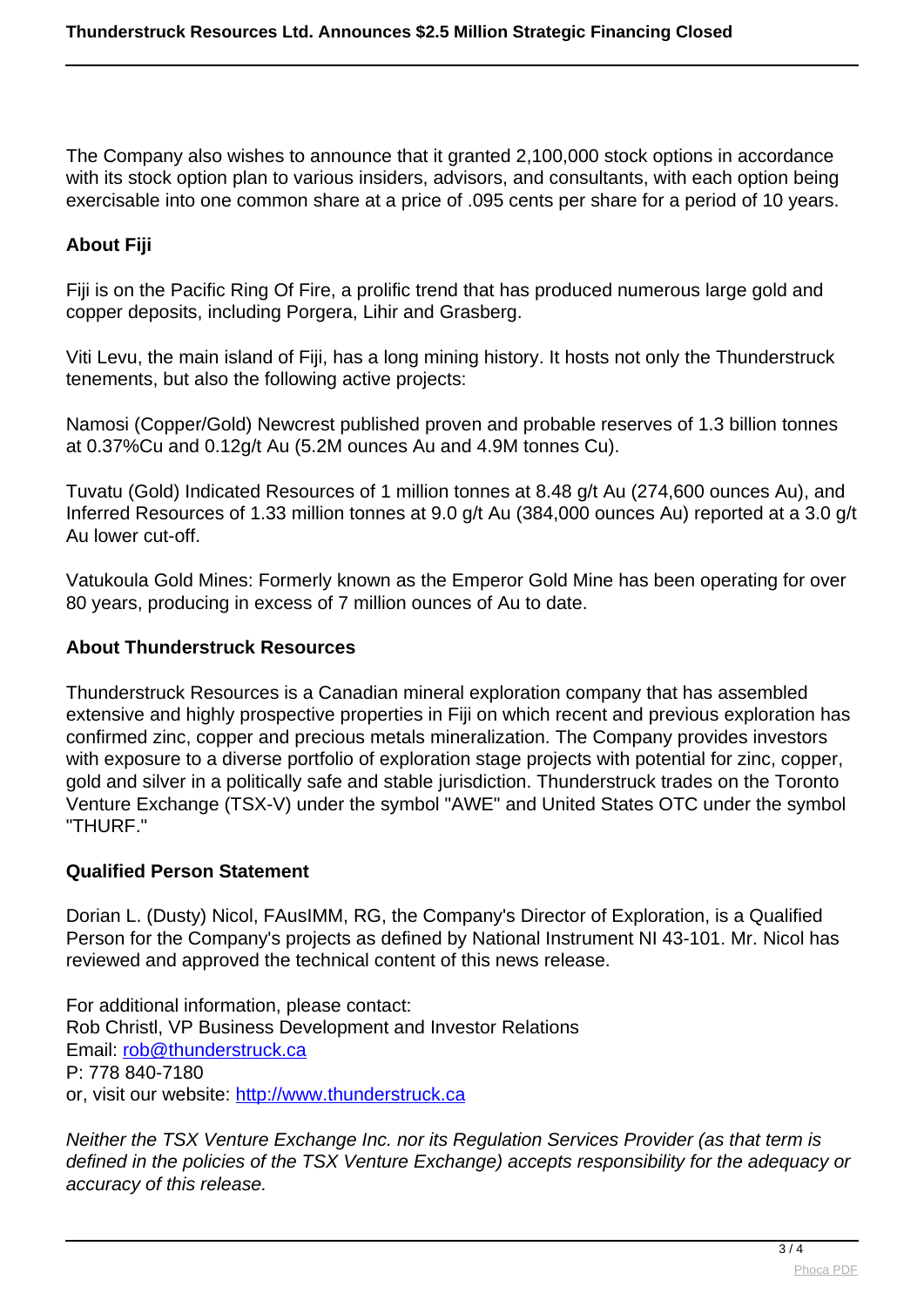The Company also wishes to announce that it granted 2,100,000 stock options in accordance with its stock option plan to various insiders, advisors, and consultants, with each option being exercisable into one common share at a price of .095 cents per share for a period of 10 years.

**About Fiji**

Fiji is on the Pacific Ring Of Fire, a prolific trend that has produced numerous large gold and copper deposits, including Porgera, Lihir and Grasberg.

Viti Levu, the main island of Fiji, has a long mining history. It hosts not only the Thunderstruck tenements, but also the following active projects:

Namosi (Copper/Gold) Newcrest published proven and probable reserves of 1.3 billion tonnes at 0.37%Cu and 0.12g/t Au (5.2M ounces Au and 4.9M tonnes Cu).

Tuvatu (Gold) Indicated Resources of 1 million tonnes at 8.48 g/t Au (274,600 ounces Au), and Inferred Resources of 1.33 million tonnes at 9.0 g/t Au (384,000 ounces Au) reported at a 3.0 g/t Au lower cut-off.

Vatukoula Gold Mines: Formerly known as the Emperor Gold Mine has been operating for over 80 years, producing in excess of 7 million ounces of Au to date.

**About Thunderstruck Resources**

Thunderstruck Resources is a Canadian mineral exploration company that has assembled extensive and highly prospective properties in Fiji on which recent and previous exploration has confirmed zinc, copper and precious metals mineralization. The Company provides investors with exposure to a diverse portfolio of exploration stage projects with potential for zinc, copper, gold and silver in a politically safe and stable jurisdiction. Thunderstruck trades on the Toronto Venture Exchange (TSX-V) under the symbol "AWE" and United States OTC under the symbol "THURF."

**Qualified Person Statement**

Dorian L. (Dusty) Nicol, FAusIMM, RG, the Company's Director of Exploration, is a Qualified Person for the Company's projects as defined by National Instrument NI 43-101. Mr. Nicol has reviewed and approved the technical content of this news release.

For additional information, please contact:
Rob Christl, VP Business Development and Investor Relations
Email: [rob@thunderstruck.ca](mailto:rob@thunderstruck.ca)
P: 778 840-7180
or, visit our website: [http://www.thunderstruck.ca](http://www.thunderstruck.ca)

*Neither the TSX Venture Exchange Inc. nor its Regulation Services Provider (as that term is defined in the policies of the TSX Venture Exchange) accepts responsibility for the adequacy or accuracy of this release.*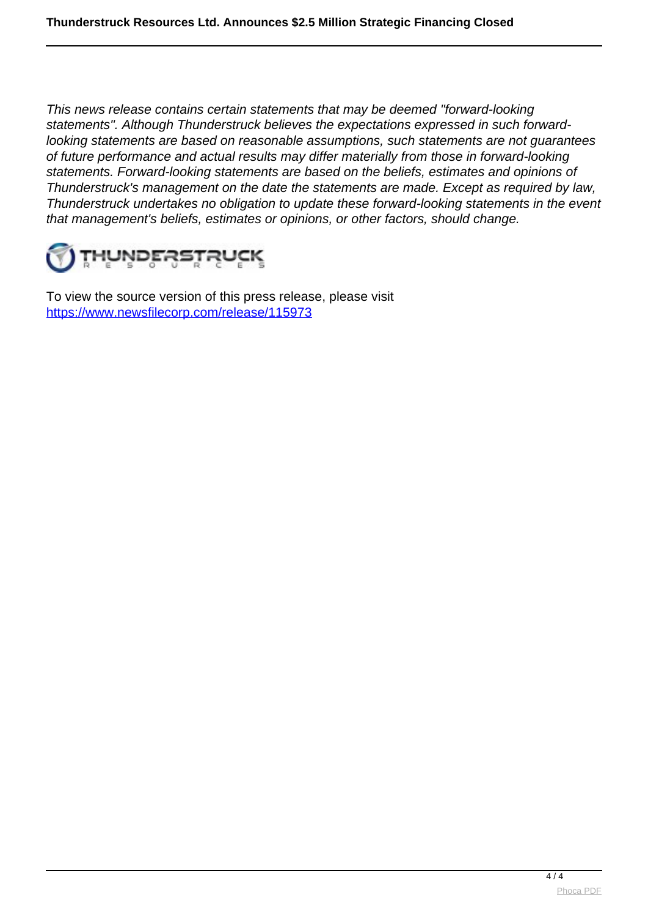*This news release contains certain statements that may be deemed "forward-looking statements". Although Thunderstruck believes the expectations expressed in such forward-looking statements are based on reasonable assumptions, such statements are not guarantees of future performance and actual results may differ materially from those in forward-looking statements. Forward-looking statements are based on the beliefs, estimates and opinions of Thunderstruck's management on the date the statements are made. Except as required by law, Thunderstruck undertakes no obligation to update these forward-looking statements in the event that management's beliefs, estimates or opinions, or other factors, should change.*

To view the source version of this press release, please visit https://www.newsfilecorp.com/release/115973